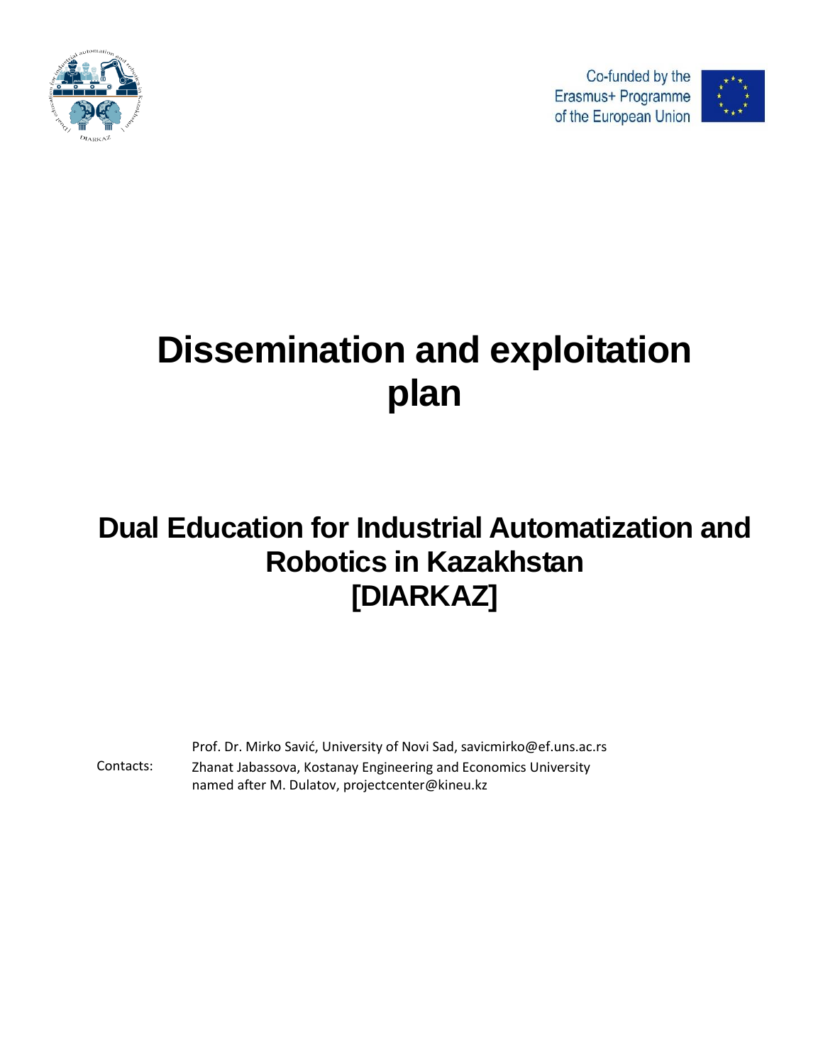Co-funded by the Erasmus+ Programme of the European Union

# Dissemination and exploitation plan

## Dual Education for Industrial Automatization and Robotics in Kazakhstan [DIARKAZ]

Contacts:

Prof. Dr. Mirko Savić, University of Novi Sad, savicmirko@ef.uns.ac.rs

Zhanat Jabassova, Kostanay Engineering and Economics University named after M. Dulatov, projectcenter@kineu.kz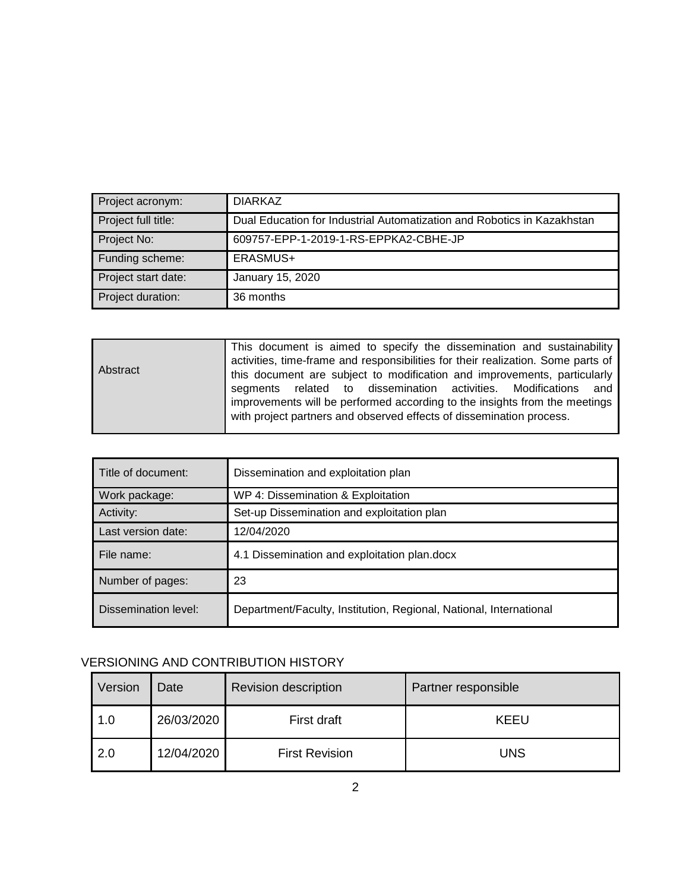| Project acronym: | DIARKAZ |
|---|---|
| Project full title: | Dual Education for Industrial Automatization and Robotics in Kazakhstan |
| Project No: | 609757-EPP-1-2019-1-RS-EPPKA2-CBHE-JP |
| Funding scheme: | ERASMUS+ |
| Project start date: | January 15, 2020 |
| Project duration: | 36 months |

| Abstract | This document is aimed to specify the dissemination and sustainability activities, time-frame and responsibilities for their realization. Some parts of this document are subject to modification and improvements, particularly segments related to dissemination activities. Modifications and improvements will be performed according to the insights from the meetings with project partners and observed effects of dissemination process. |
|---|---|

| Title of document: | Dissemination and exploitation plan |
|---|---|
| Work package: | WP 4: Dissemination & Exploitation |
| Activity: | Set-up Dissemination and exploitation plan |
| Last version date: | 12/04/2020 |
| File name: | 4.1 Dissemination and exploitation plan.docx |
| Number of pages: | 23 |
| Dissemination level: | Department/Faculty, Institution, Regional, National, International |

VERSIONING AND CONTRIBUTION HISTORY

| Version | Date | Revision description | Partner responsible |
|---|---|---|---|
| 1.0 | 26/03/2020 | First draft | KEEU |
| 2.0 | 12/04/2020 | First Revision | UNS |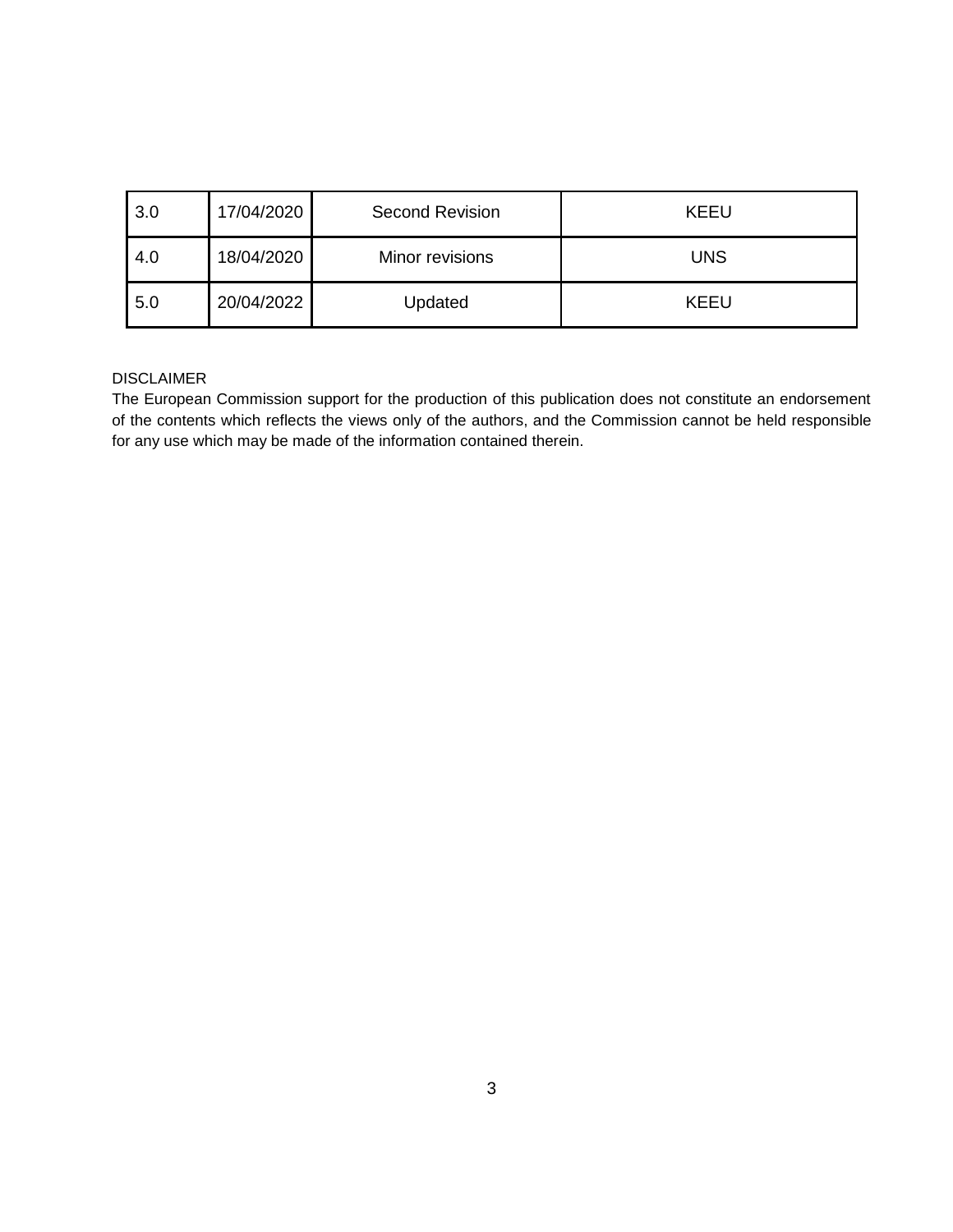| 3.0 | 17/04/2020 | Second Revision | KEEU |
|---|---|---|---|
| 4.0 | 18/04/2020 | Minor revisions | UNS |
| 5.0 | 20/04/2022 | Updated | KEEU |

DISCLAIMER

The European Commission support for the production of this publication does not constitute an endorsement of the contents which reflects the views only of the authors, and the Commission cannot be held responsible for any use which may be made of the information contained therein.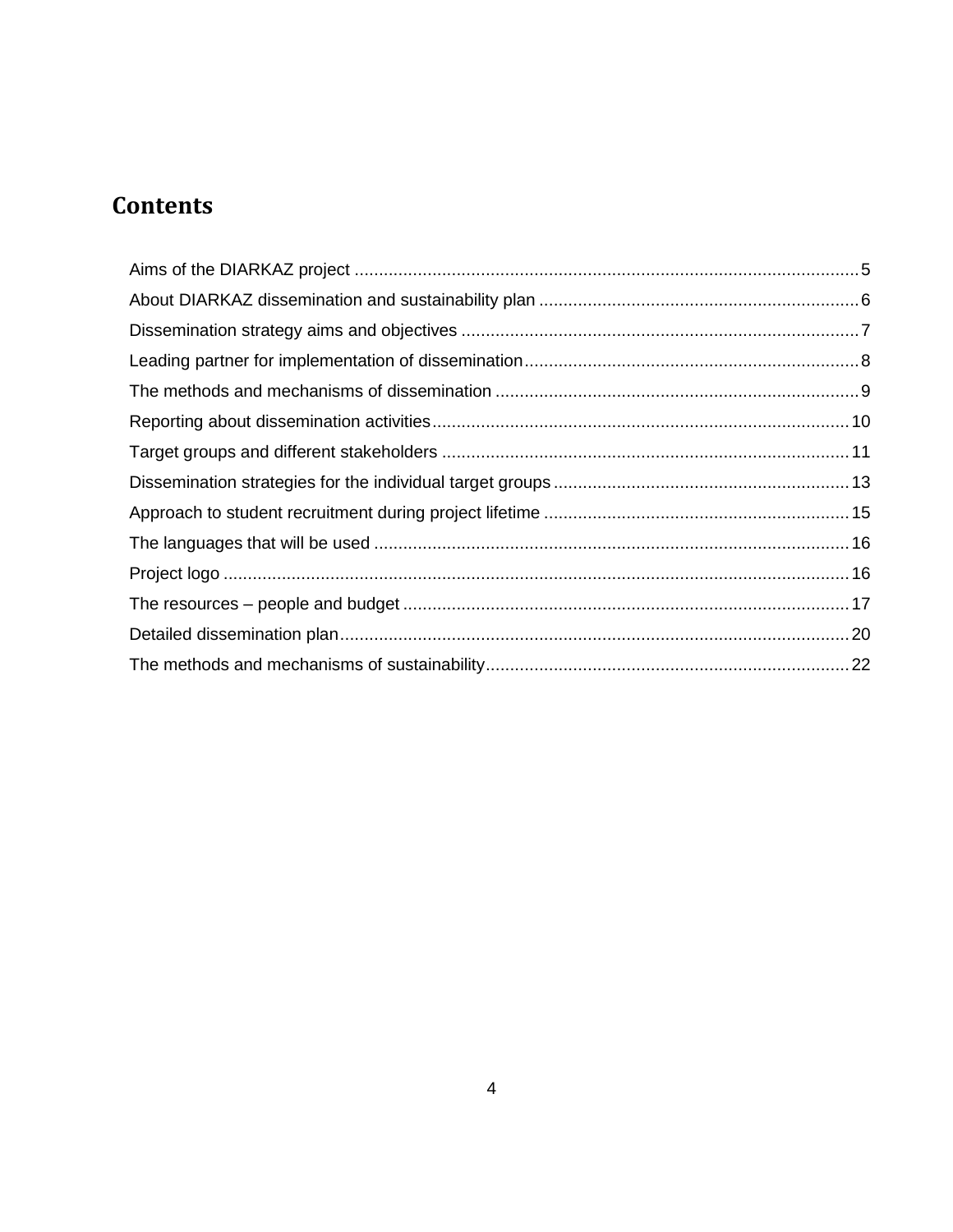# Contents

Aims of the DIARKAZ project ........................................................................................................ 5
About DIARKAZ dissemination and sustainability plan .................................................................. 6
Dissemination strategy aims and objectives .................................................................................. 7
Leading partner for implementation of dissemination..................................................................... 8
The methods and mechanisms of dissemination ........................................................................... 9
Reporting about dissemination activities...................................................................................... 10
Target groups and different stakeholders .................................................................................... 11
Dissemination strategies for the individual target groups ............................................................. 13
Approach to student recruitment during project lifetime ............................................................... 15
The languages that will be used .................................................................................................. 16
Project logo ................................................................................................................................. 16
The resources – people and budget ............................................................................................ 17
Detailed dissemination plan......................................................................................................... 20
The methods and mechanisms of sustainability........................................................................... 22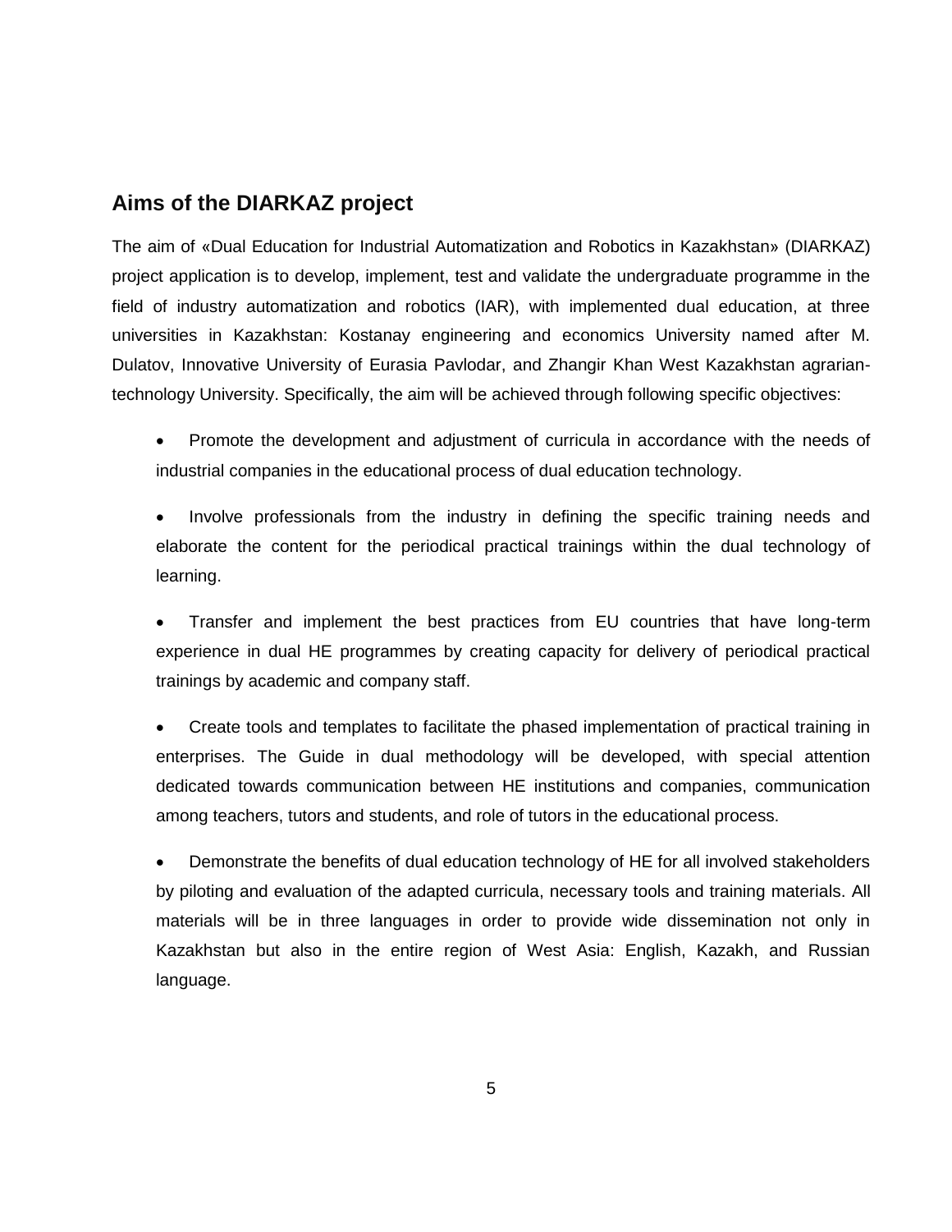## Aims of the DIARKAZ project

The aim of «Dual Education for Industrial Automatization and Robotics in Kazakhstan» (DIARKAZ) project application is to develop, implement, test and validate the undergraduate programme in the field of industry automatization and robotics (IAR), with implemented dual education, at three universities in Kazakhstan: Kostanay engineering and economics University named after M. Dulatov, Innovative University of Eurasia Pavlodar, and Zhangir Khan West Kazakhstan agrarian-technology University. Specifically, the aim will be achieved through following specific objectives:

- Promote the development and adjustment of curricula in accordance with the needs of industrial companies in the educational process of dual education technology.
- Involve professionals from the industry in defining the specific training needs and elaborate the content for the periodical practical trainings within the dual technology of learning.
- Transfer and implement the best practices from EU countries that have long-term experience in dual HE programmes by creating capacity for delivery of periodical practical trainings by academic and company staff.
- Create tools and templates to facilitate the phased implementation of practical training in enterprises. The Guide in dual methodology will be developed, with special attention dedicated towards communication between HE institutions and companies, communication among teachers, tutors and students, and role of tutors in the educational process.
- Demonstrate the benefits of dual education technology of HE for all involved stakeholders by piloting and evaluation of the adapted curricula, necessary tools and training materials. All materials will be in three languages in order to provide wide dissemination not only in Kazakhstan but also in the entire region of West Asia: English, Kazakh, and Russian language.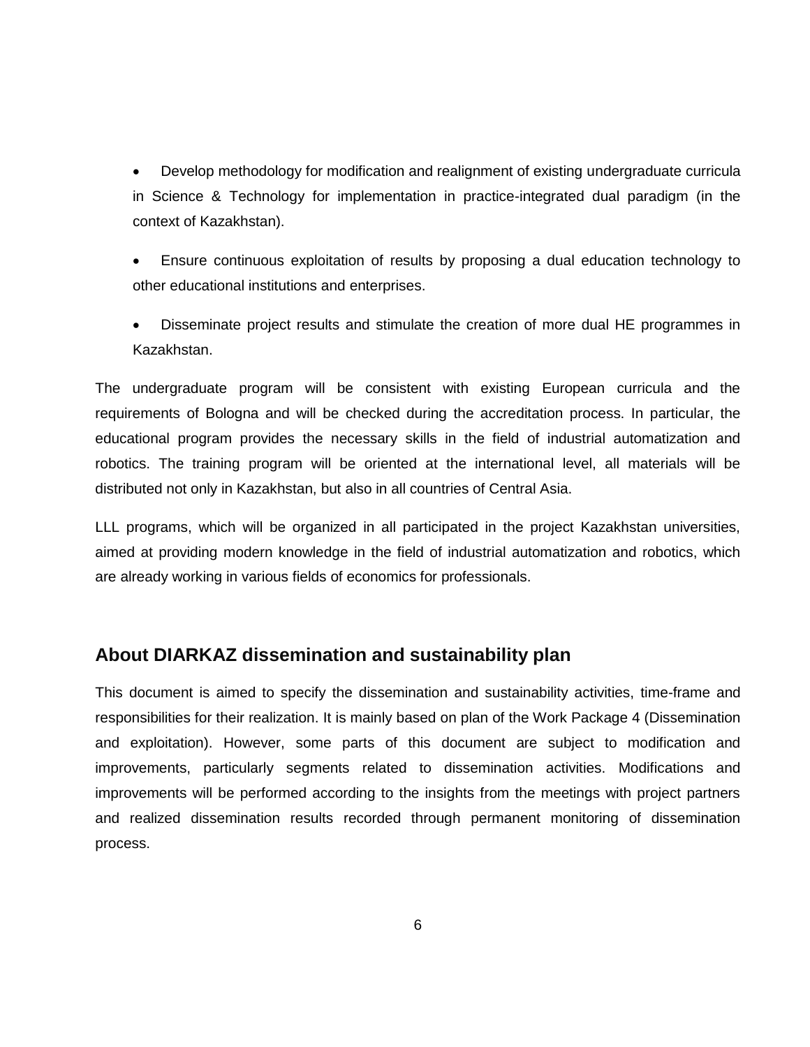- Develop methodology for modification and realignment of existing undergraduate curricula in Science & Technology for implementation in practice-integrated dual paradigm (in the context of Kazakhstan).
- Ensure continuous exploitation of results by proposing a dual education technology to other educational institutions and enterprises.
- Disseminate project results and stimulate the creation of more dual HE programmes in Kazakhstan.

The undergraduate program will be consistent with existing European curricula and the requirements of Bologna and will be checked during the accreditation process. In particular, the educational program provides the necessary skills in the field of industrial automatization and robotics. The training program will be oriented at the international level, all materials will be distributed not only in Kazakhstan, but also in all countries of Central Asia.

LLL programs, which will be organized in all participated in the project Kazakhstan universities, aimed at providing modern knowledge in the field of industrial automatization and robotics, which are already working in various fields of economics for professionals.

## About DIARKAZ dissemination and sustainability plan

This document is aimed to specify the dissemination and sustainability activities, time-frame and responsibilities for their realization. It is mainly based on plan of the Work Package 4 (Dissemination and exploitation). However, some parts of this document are subject to modification and improvements, particularly segments related to dissemination activities. Modifications and improvements will be performed according to the insights from the meetings with project partners and realized dissemination results recorded through permanent monitoring of dissemination process.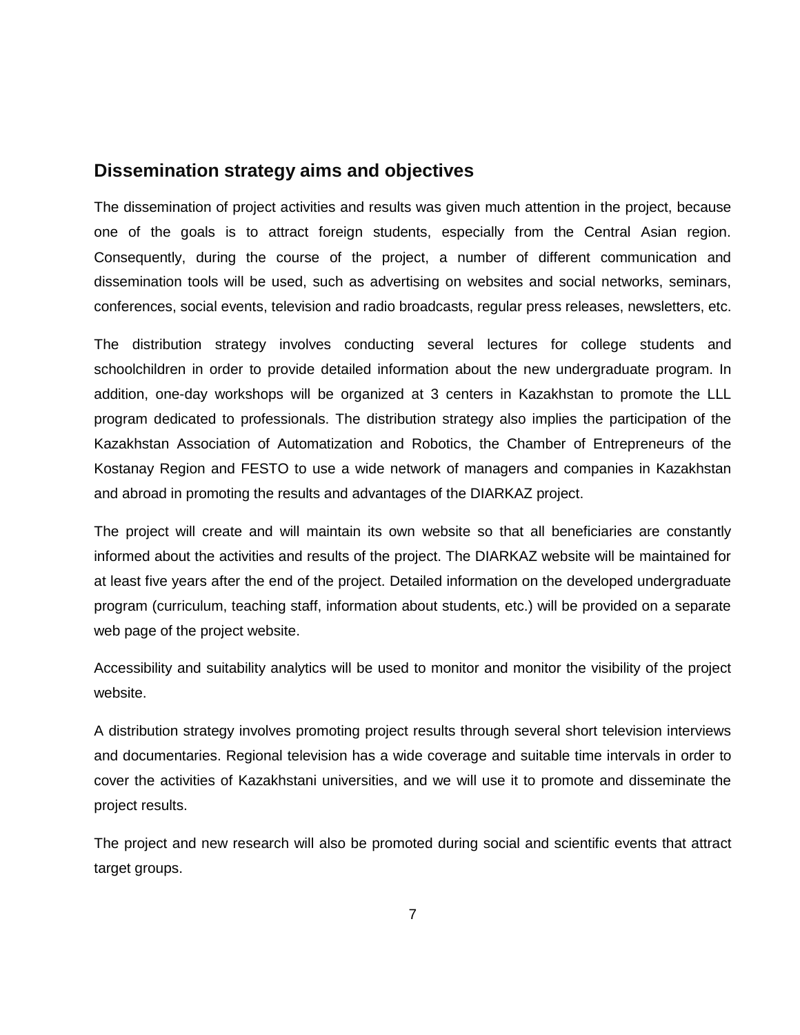## Dissemination strategy aims and objectives

The dissemination of project activities and results was given much attention in the project, because one of the goals is to attract foreign students, especially from the Central Asian region. Consequently, during the course of the project, a number of different communication and dissemination tools will be used, such as advertising on websites and social networks, seminars, conferences, social events, television and radio broadcasts, regular press releases, newsletters, etc.

The distribution strategy involves conducting several lectures for college students and schoolchildren in order to provide detailed information about the new undergraduate program. In addition, one-day workshops will be organized at 3 centers in Kazakhstan to promote the LLL program dedicated to professionals. The distribution strategy also implies the participation of the Kazakhstan Association of Automatization and Robotics, the Chamber of Entrepreneurs of the Kostanay Region and FESTO to use a wide network of managers and companies in Kazakhstan and abroad in promoting the results and advantages of the DIARKAZ project.

The project will create and will maintain its own website so that all beneficiaries are constantly informed about the activities and results of the project. The DIARKAZ website will be maintained for at least five years after the end of the project. Detailed information on the developed undergraduate program (curriculum, teaching staff, information about students, etc.) will be provided on a separate web page of the project website.

Accessibility and suitability analytics will be used to monitor and monitor the visibility of the project website.

A distribution strategy involves promoting project results through several short television interviews and documentaries. Regional television has a wide coverage and suitable time intervals in order to cover the activities of Kazakhstani universities, and we will use it to promote and disseminate the project results.

The project and new research will also be promoted during social and scientific events that attract target groups.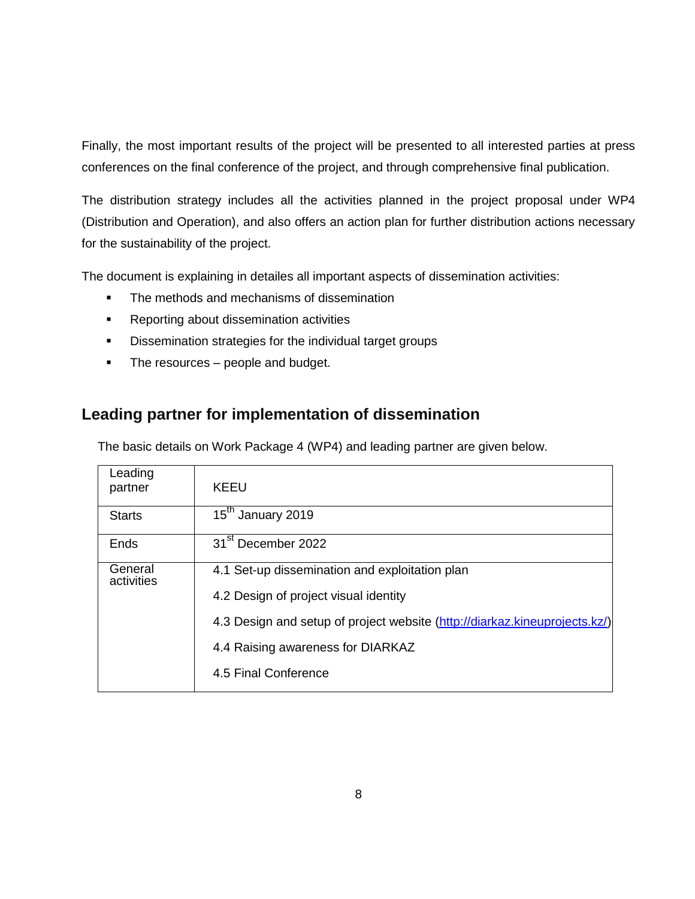Finally, the most important results of the project will be presented to all interested parties at press conferences on the final conference of the project, and through comprehensive final publication.

The distribution strategy includes all the activities planned in the project proposal under WP4 (Distribution and Operation), and also offers an action plan for further distribution actions necessary for the sustainability of the project.

The document is explaining in detailes all important aspects of dissemination activities:

- The methods and mechanisms of dissemination
- Reporting about dissemination activities
- Dissemination strategies for the individual target groups
- The resources – people and budget.

## Leading partner for implementation of dissemination

The basic details on Work Package 4 (WP4) and leading partner are given below.

| Leading partner | KEEU |
|---|---|
| Starts | 15th January 2019 |
| Ends | 31st December 2022 |
| General activities | 4.1 Set-up dissemination and exploitation plan<br>4.2 Design of project visual identity<br>4.3 Design and setup of project website (http://diarkaz.kineuprojects.kz/)<br>4.4 Raising awareness for DIARKAZ<br>4.5 Final Conference |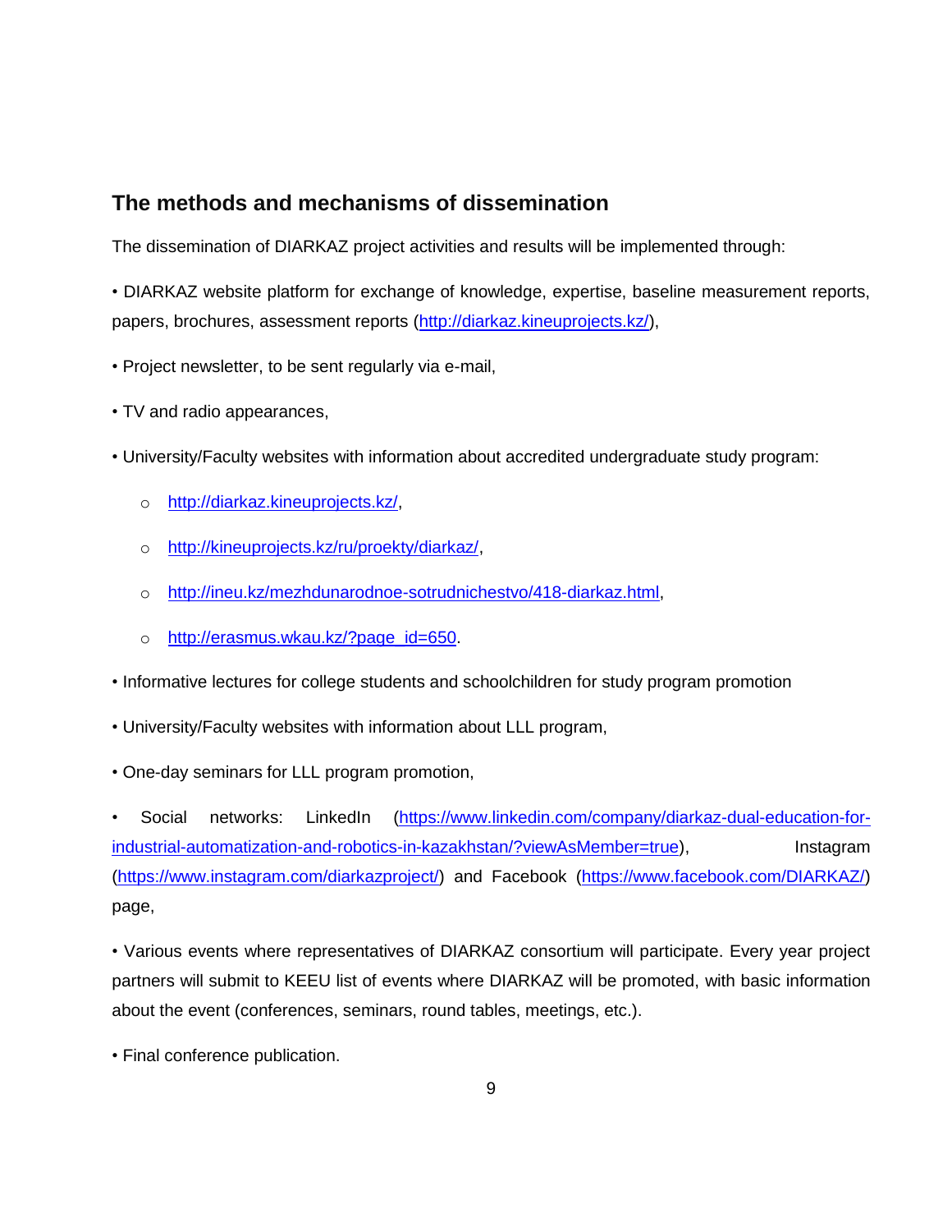## The methods and mechanisms of dissemination

The dissemination of DIARKAZ project activities and results will be implemented through:

- DIARKAZ website platform for exchange of knowledge, expertise, baseline measurement reports, papers, brochures, assessment reports (http://diarkaz.kineuprojects.kz/),
- Project newsletter, to be sent regularly via e-mail,
- TV and radio appearances,
- University/Faculty websites with information about accredited undergraduate study program:
  - http://diarkaz.kineuprojects.kz/,
  - http://kineuprojects.kz/ru/proekty/diarkaz/,
  - http://ineu.kz/mezhdunarodnoe-sotrudnichestvo/418-diarkaz.html,
  - http://erasmus.wkau.kz/?page_id=650.
- Informative lectures for college students and schoolchildren for study program promotion
- University/Faculty websites with information about LLL program,
- One-day seminars for LLL program promotion,
- Social networks: LinkedIn (https://www.linkedin.com/company/diarkaz-dual-education-for-industrial-automatization-and-robotics-in-kazakhstan/?viewAsMember=true), Instagram (https://www.instagram.com/diarkazproject/) and Facebook (https://www.facebook.com/DIARKAZ/) page,
- Various events where representatives of DIARKAZ consortium will participate. Every year project partners will submit to KEEU list of events where DIARKAZ will be promoted, with basic information about the event (conferences, seminars, round tables, meetings, etc.).
- Final conference publication.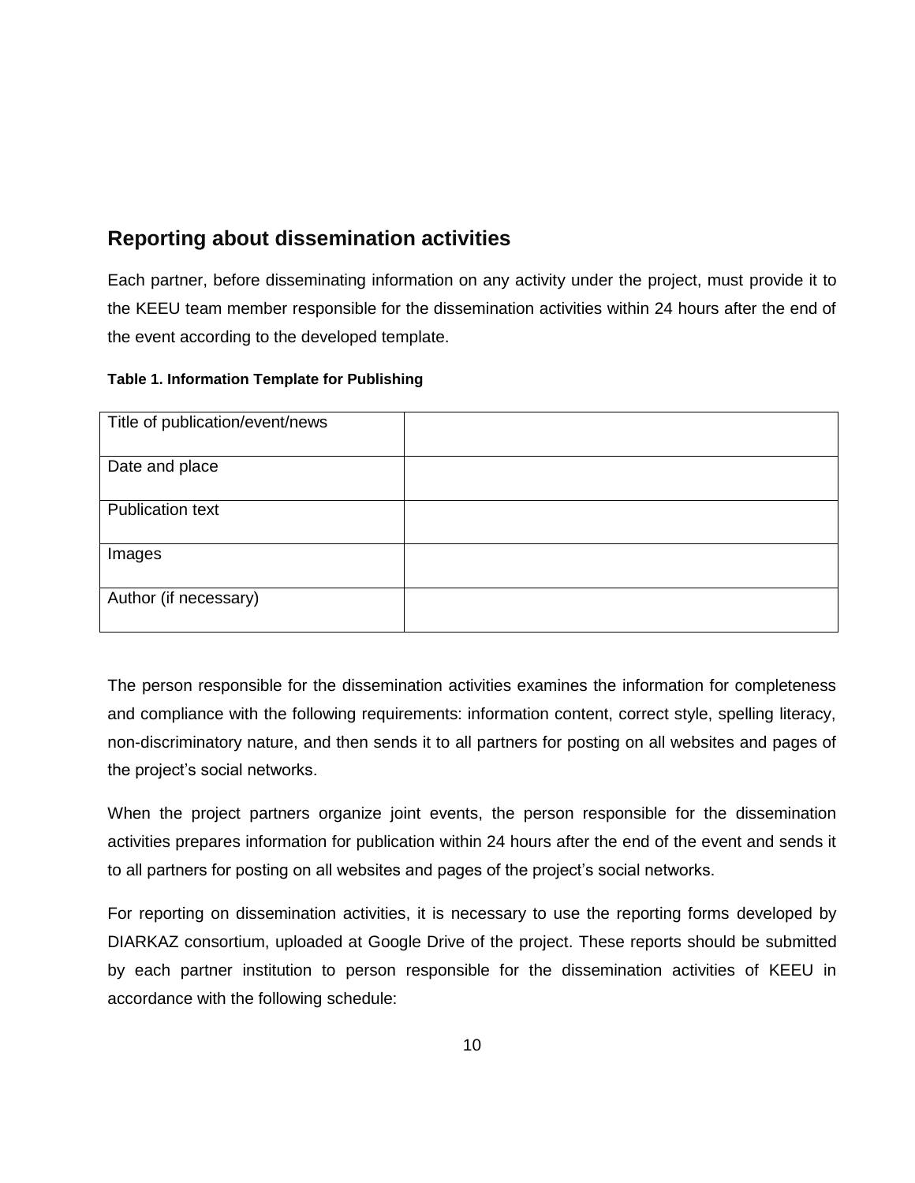## Reporting about dissemination activities

Each partner, before disseminating information on any activity under the project, must provide it to the KEEU team member responsible for the dissemination activities within 24 hours after the end of the event according to the developed template.

**Table 1. Information Template for Publishing**

| Title of publication/event/news | |
|---|---|
| Date and place | |
| Publication text | |
| Images | |
| Author (if necessary) | |

The person responsible for the dissemination activities examines the information for completeness and compliance with the following requirements: information content, correct style, spelling literacy, non-discriminatory nature, and then sends it to all partners for posting on all websites and pages of the project's social networks.

When the project partners organize joint events, the person responsible for the dissemination activities prepares information for publication within 24 hours after the end of the event and sends it to all partners for posting on all websites and pages of the project's social networks.

For reporting on dissemination activities, it is necessary to use the reporting forms developed by DIARKAZ consortium, uploaded at Google Drive of the project. These reports should be submitted by each partner institution to person responsible for the dissemination activities of KEEU in accordance with the following schedule: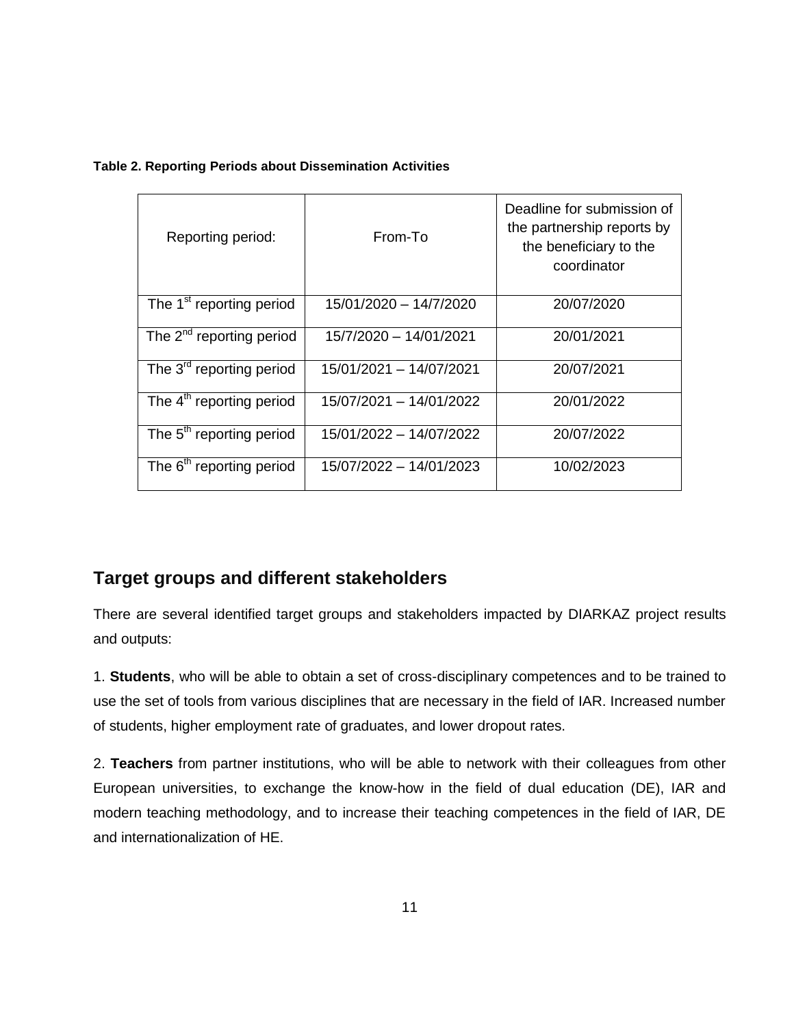**Table 2. Reporting Periods about Dissemination Activities**

| Reporting period: | From-To | Deadline for submission of the partnership reports by the beneficiary to the coordinator |
|---|---|---|
| The 1st reporting period | 15/01/2020 – 14/7/2020 | 20/07/2020 |
| The 2nd reporting period | 15/7/2020 – 14/01/2021 | 20/01/2021 |
| The 3rd reporting period | 15/01/2021 – 14/07/2021 | 20/07/2021 |
| The 4th reporting period | 15/07/2021 – 14/01/2022 | 20/01/2022 |
| The 5th reporting period | 15/01/2022 – 14/07/2022 | 20/07/2022 |
| The 6th reporting period | 15/07/2022 – 14/01/2023 | 10/02/2023 |

## Target groups and different stakeholders

There are several identified target groups and stakeholders impacted by DIARKAZ project results and outputs:

1. **Students**, who will be able to obtain a set of cross-disciplinary competences and to be trained to use the set of tools from various disciplines that are necessary in the field of IAR. Increased number of students, higher employment rate of graduates, and lower dropout rates.

2. **Teachers** from partner institutions, who will be able to network with their colleagues from other European universities, to exchange the know-how in the field of dual education (DE), IAR and modern teaching methodology, and to increase their teaching competences in the field of IAR, DE and internationalization of HE.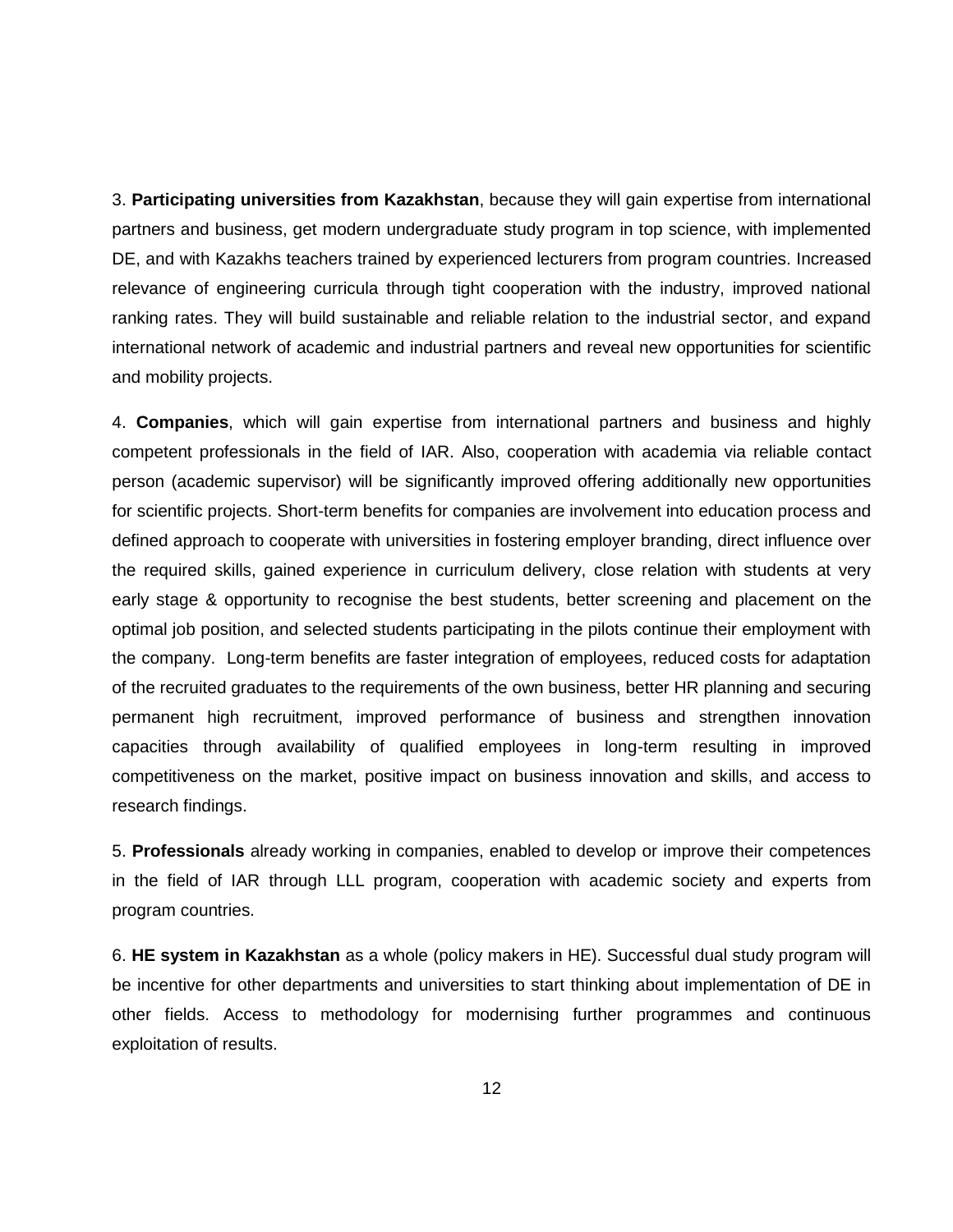3. **Participating universities from Kazakhstan**, because they will gain expertise from international partners and business, get modern undergraduate study program in top science, with implemented DE, and with Kazakhs teachers trained by experienced lecturers from program countries. Increased relevance of engineering curricula through tight cooperation with the industry, improved national ranking rates. They will build sustainable and reliable relation to the industrial sector, and expand international network of academic and industrial partners and reveal new opportunities for scientific and mobility projects.

4. **Companies**, which will gain expertise from international partners and business and highly competent professionals in the field of IAR. Also, cooperation with academia via reliable contact person (academic supervisor) will be significantly improved offering additionally new opportunities for scientific projects. Short-term benefits for companies are involvement into education process and defined approach to cooperate with universities in fostering employer branding, direct influence over the required skills, gained experience in curriculum delivery, close relation with students at very early stage & opportunity to recognise the best students, better screening and placement on the optimal job position, and selected students participating in the pilots continue their employment with the company. Long-term benefits are faster integration of employees, reduced costs for adaptation of the recruited graduates to the requirements of the own business, better HR planning and securing permanent high recruitment, improved performance of business and strengthen innovation capacities through availability of qualified employees in long-term resulting in improved competitiveness on the market, positive impact on business innovation and skills, and access to research findings.

5. **Professionals** already working in companies, enabled to develop or improve their competences in the field of IAR through LLL program, cooperation with academic society and experts from program countries.

6. **HE system in Kazakhstan** as a whole (policy makers in HE). Successful dual study program will be incentive for other departments and universities to start thinking about implementation of DE in other fields. Access to methodology for modernising further programmes and continuous exploitation of results.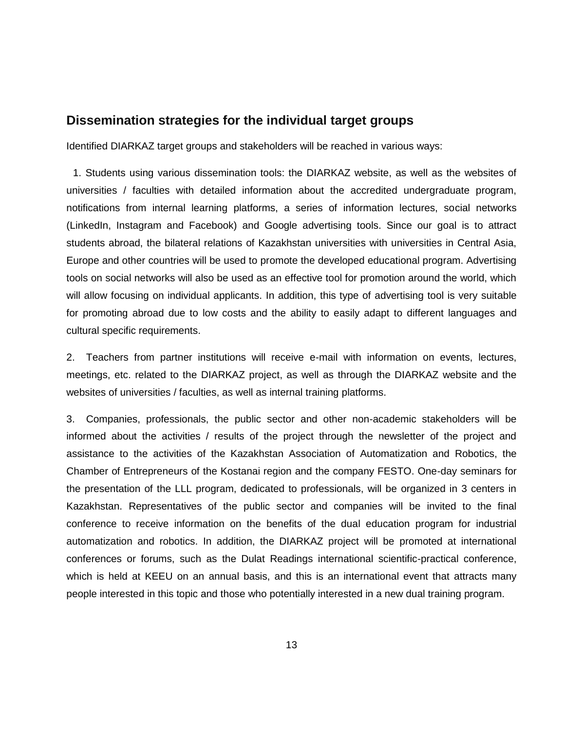## Dissemination strategies for the individual target groups

Identified DIARKAZ target groups and stakeholders will be reached in various ways:

1. Students using various dissemination tools: the DIARKAZ website, as well as the websites of universities / faculties with detailed information about the accredited undergraduate program, notifications from internal learning platforms, a series of information lectures, social networks (LinkedIn, Instagram and Facebook) and Google advertising tools. Since our goal is to attract students abroad, the bilateral relations of Kazakhstan universities with universities in Central Asia, Europe and other countries will be used to promote the developed educational program. Advertising tools on social networks will also be used as an effective tool for promotion around the world, which will allow focusing on individual applicants. In addition, this type of advertising tool is very suitable for promoting abroad due to low costs and the ability to easily adapt to different languages and cultural specific requirements.

2. Teachers from partner institutions will receive e-mail with information on events, lectures, meetings, etc. related to the DIARKAZ project, as well as through the DIARKAZ website and the websites of universities / faculties, as well as internal training platforms.

3. Companies, professionals, the public sector and other non-academic stakeholders will be informed about the activities / results of the project through the newsletter of the project and assistance to the activities of the Kazakhstan Association of Automatization and Robotics, the Chamber of Entrepreneurs of the Kostanai region and the company FESTO. One-day seminars for the presentation of the LLL program, dedicated to professionals, will be organized in 3 centers in Kazakhstan. Representatives of the public sector and companies will be invited to the final conference to receive information on the benefits of the dual education program for industrial automatization and robotics. In addition, the DIARKAZ project will be promoted at international conferences or forums, such as the Dulat Readings international scientific-practical conference, which is held at KEEU on an annual basis, and this is an international event that attracts many people interested in this topic and those who potentially interested in a new dual training program.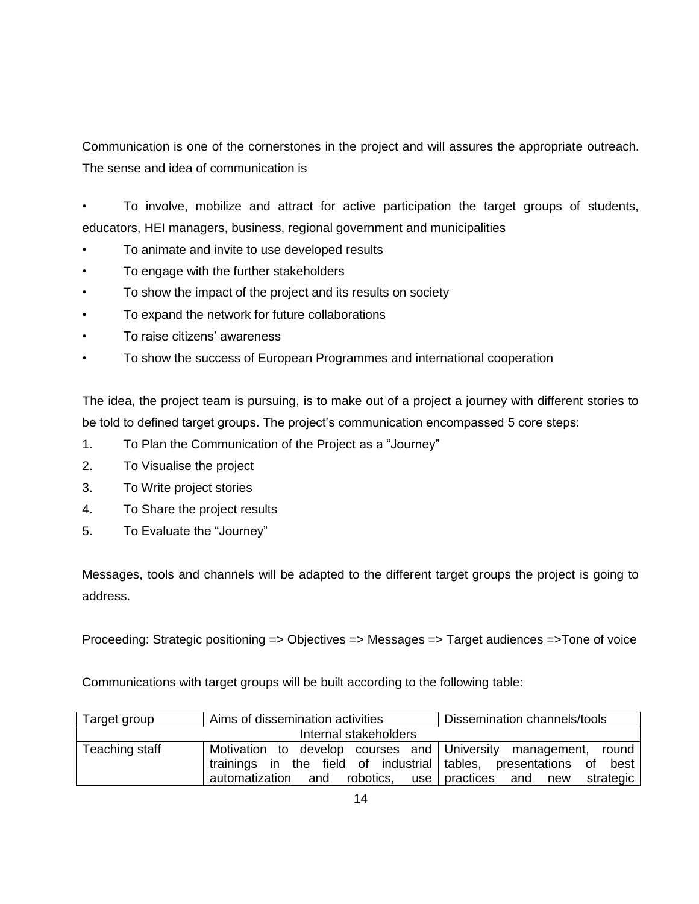Communication is one of the cornerstones in the project and will assures the appropriate outreach. The sense and idea of communication is

- To involve, mobilize and attract for active participation the target groups of students, educators, HEI managers, business, regional government and municipalities
- To animate and invite to use developed results
- To engage with the further stakeholders
- To show the impact of the project and its results on society
- To expand the network for future collaborations
- To raise citizens' awareness
- To show the success of European Programmes and international cooperation

The idea, the project team is pursuing, is to make out of a project a journey with different stories to be told to defined target groups. The project's communication encompassed 5 core steps:

1. To Plan the Communication of the Project as a "Journey"
2. To Visualise the project
3. To Write project stories
4. To Share the project results
5. To Evaluate the "Journey"

Messages, tools and channels will be adapted to the different target groups the project is going to address.

Proceeding: Strategic positioning => Objectives => Messages => Target audiences =>Tone of voice

Communications with target groups will be built according to the following table:

| Target group | Aims of dissemination activities | Dissemination channels/tools |
|---|---|---|
| Internal stakeholders | | |
| Teaching staff | Motivation to develop courses and trainings in the field of industrial automatization and robotics, use | University management, round tables, presentations of best practices and new strategic |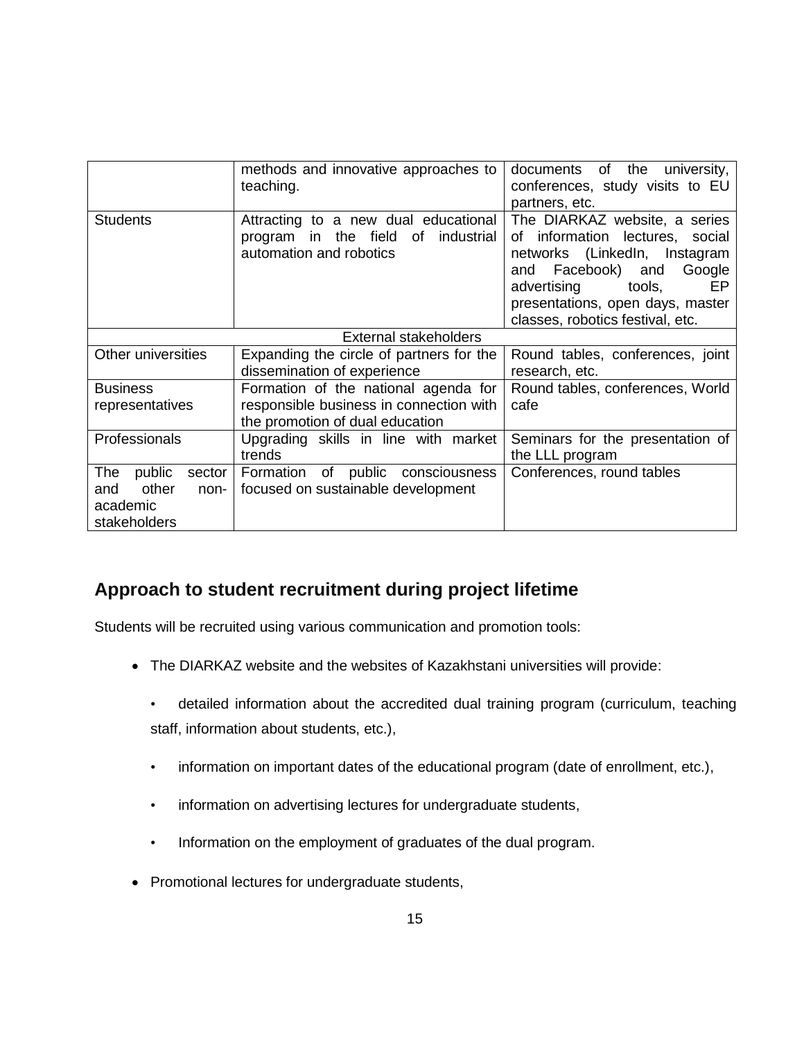| | | |
|---|---|---|
| | methods and innovative approaches to teaching. | documents of the university, conferences, study visits to EU partners, etc. |
| Students | Attracting to a new dual educational program in the field of industrial automation and robotics | The DIARKAZ website, a series of information lectures, social networks (LinkedIn, Instagram and Facebook) and Google advertising tools, EP presentations, open days, master classes, robotics festival, etc. |
| External stakeholders | | |
| Other universities | Expanding the circle of partners for the dissemination of experience | Round tables, conferences, joint research, etc. |
| Business representatives | Formation of the national agenda for responsible business in connection with the promotion of dual education | Round tables, conferences, World cafe |
| Professionals | Upgrading skills in line with market trends | Seminars for the presentation of the LLL program |
| The public sector and other non-academic stakeholders | Formation of public consciousness focused on sustainable development | Conferences, round tables |

## Approach to student recruitment during project lifetime

Students will be recruited using various communication and promotion tools:

- The DIARKAZ website and the websites of Kazakhstani universities will provide:
  - detailed information about the accredited dual training program (curriculum, teaching staff, information about students, etc.),
  - information on important dates of the educational program (date of enrollment, etc.),
  - information on advertising lectures for undergraduate students,
  - Information on the employment of graduates of the dual program.
- Promotional lectures for undergraduate students,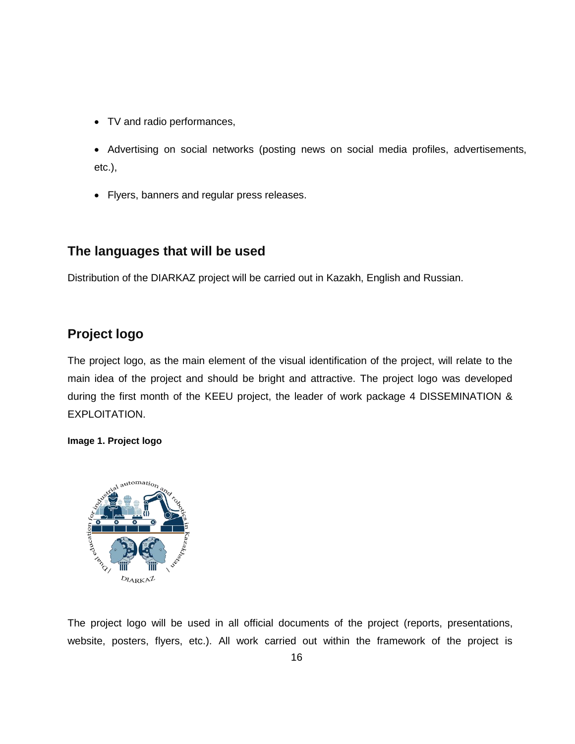- TV and radio performances,
- Advertising on social networks (posting news on social media profiles, advertisements, etc.),
- Flyers, banners and regular press releases.

## The languages that will be used

Distribution of the DIARKAZ project will be carried out in Kazakh, English and Russian.

## Project logo

The project logo, as the main element of the visual identification of the project, will relate to the main idea of the project and should be bright and attractive. The project logo was developed during the first month of the KEEU project, the leader of work package 4 DISSEMINATION & EXPLOITATION.

**Image 1. Project logo**

The project logo will be used in all official documents of the project (reports, presentations, website, posters, flyers, etc.). All work carried out within the framework of the project is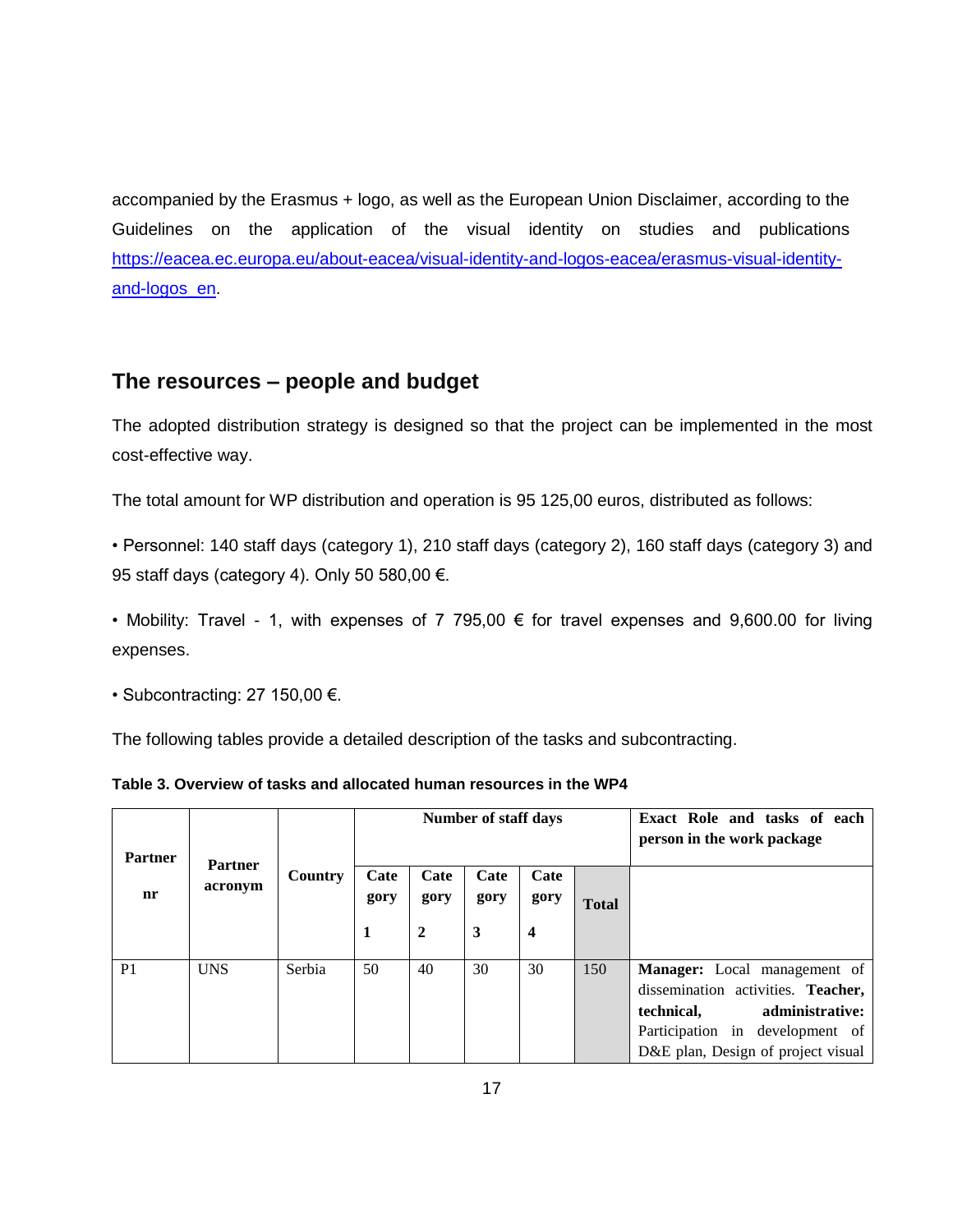accompanied by the Erasmus + logo, as well as the European Union Disclaimer, according to the Guidelines on the application of the visual identity on studies and publications https://eacea.ec.europa.eu/about-eacea/visual-identity-and-logos-eacea/erasmus-visual-identity-and-logos_en.

## The resources – people and budget

The adopted distribution strategy is designed so that the project can be implemented in the most cost-effective way.

The total amount for WP distribution and operation is 95 125,00 euros, distributed as follows:

• Personnel: 140 staff days (category 1), 210 staff days (category 2), 160 staff days (category 3) and 95 staff days (category 4). Only 50 580,00 €.

• Mobility: Travel - 1, with expenses of 7 795,00 € for travel expenses and 9,600.00 for living expenses.

• Subcontracting: 27 150,00 €.

The following tables provide a detailed description of the tasks and subcontracting.

**Table 3. Overview of tasks and allocated human resources in the WP4**

| Partner nr | Partner acronym | Country | Number of staff days | | | | | Exact Role and tasks of each person in the work package |
|---|---|---|---|---|---|---|---|---|
| | | | Category 1 | Category 2 | Category 3 | Category 4 | Total | |
| P1 | UNS | Serbia | 50 | 40 | 30 | 30 | 150 | **Manager:** Local management of dissemination activities. **Teacher, technical, administrative:** Participation in development of D&E plan, Design of project visual |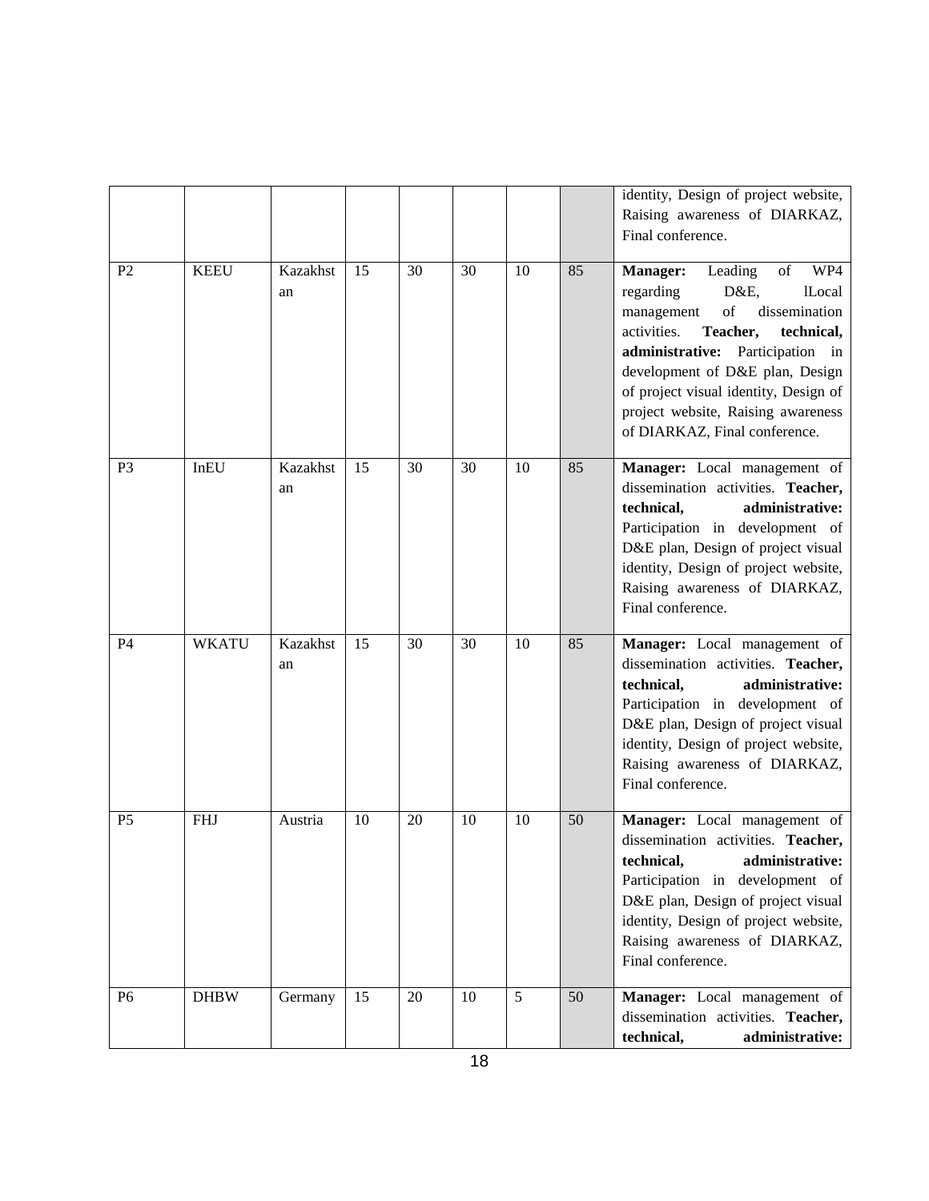| | | | | | | | | |
|---|---|---|---|---|---|---|---|---|
| | | | | | | | | identity, Design of project website, Raising awareness of DIARKAZ, Final conference. |
| P2 | KEEU | Kazakhstan | 15 | 30 | 30 | 10 | 85 | **Manager:** Leading of WP4 regarding D&E, lLocal management of dissemination activities. **Teacher, technical, administrative:** Participation in development of D&E plan, Design of project visual identity, Design of project website, Raising awareness of DIARKAZ, Final conference. |
| P3 | InEU | Kazakhstan | 15 | 30 | 30 | 10 | 85 | **Manager:** Local management of dissemination activities. **Teacher, technical, administrative:** Participation in development of D&E plan, Design of project visual identity, Design of project website, Raising awareness of DIARKAZ, Final conference. |
| P4 | WKATU | Kazakhstan | 15 | 30 | 30 | 10 | 85 | **Manager:** Local management of dissemination activities. **Teacher, technical, administrative:** Participation in development of D&E plan, Design of project visual identity, Design of project website, Raising awareness of DIARKAZ, Final conference. |
| P5 | FHJ | Austria | 10 | 20 | 10 | 10 | 50 | **Manager:** Local management of dissemination activities. **Teacher, technical, administrative:** Participation in development of D&E plan, Design of project visual identity, Design of project website, Raising awareness of DIARKAZ, Final conference. |
| P6 | DHBW | Germany | 15 | 20 | 10 | 5 | 50 | **Manager:** Local management of dissemination activities. **Teacher, technical, administrative:** |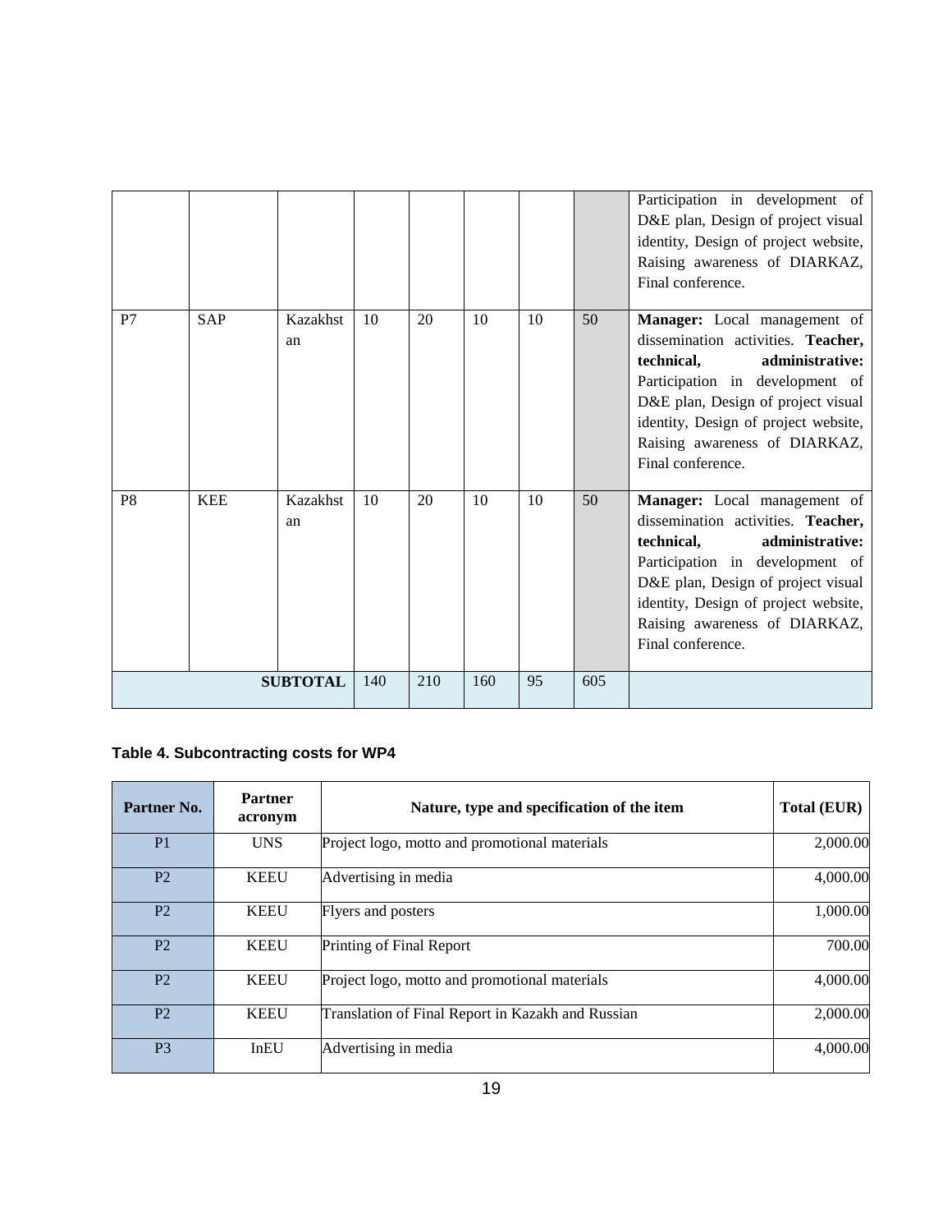|  |  |  |  |  |  |  |  | Participation in development of D&E plan, Design of project visual identity, Design of project website, Raising awareness of DIARKAZ, Final conference. |
|---|---|---|---|---|---|---|---|---|
| P7 | SAP | Kazakhstan | 10 | 20 | 10 | 10 | 50 | **Manager:** Local management of dissemination activities. **Teacher, technical, administrative:** Participation in development of D&E plan, Design of project visual identity, Design of project website, Raising awareness of DIARKAZ, Final conference. |
| P8 | KEE | Kazakhstan | 10 | 20 | 10 | 10 | 50 | **Manager:** Local management of dissemination activities. **Teacher, technical, administrative:** Participation in development of D&E plan, Design of project visual identity, Design of project website, Raising awareness of DIARKAZ, Final conference. |
|  |  | **SUBTOTAL** | 140 | 210 | 160 | 95 | 605 |  |

**Table 4. Subcontracting costs for WP4**

| Partner No. | Partner acronym | Nature, type and specification of the item | Total (EUR) |
|---|---|---|---|
| P1 | UNS | Project logo, motto and promotional materials | 2,000.00 |
| P2 | KEEU | Advertising in media | 4,000.00 |
| P2 | KEEU | Flyers and posters | 1,000.00 |
| P2 | KEEU | Printing of Final Report | 700.00 |
| P2 | KEEU | Project logo, motto and promotional materials | 4,000.00 |
| P2 | KEEU | Translation of Final Report in Kazakh and Russian | 2,000.00 |
| P3 | InEU | Advertising in media | 4,000.00 |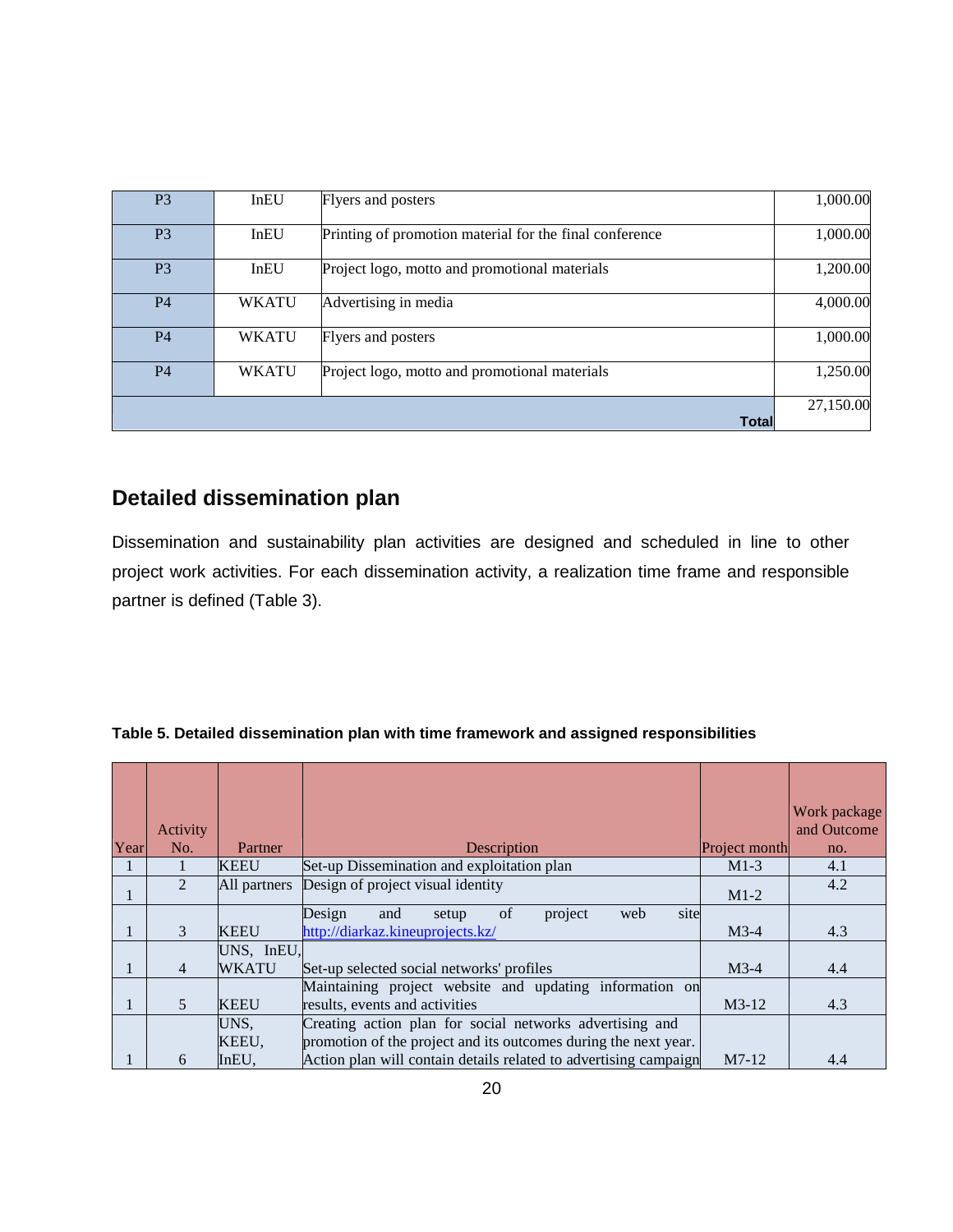| P3 | InEU | Flyers and posters | 1,000.00 |
|---|---|---|---|
| P3 | InEU | Printing of promotion material for the final conference | 1,000.00 |
| P3 | InEU | Project logo, motto and promotional materials | 1,200.00 |
| P4 | WKATU | Advertising in media | 4,000.00 |
| P4 | WKATU | Flyers and posters | 1,000.00 |
| P4 | WKATU | Project logo, motto and promotional materials | 1,250.00 |
| | | **Total** | 27,150.00 |

## Detailed dissemination plan

Dissemination and sustainability plan activities are designed and scheduled in line to other project work activities. For each dissemination activity, a realization time frame and responsible partner is defined (Table 3).

**Table 5. Detailed dissemination plan with time framework and assigned responsibilities**

| Year | Activity No. | Partner | Description | Project month | Work package and Outcome no. |
|---|---|---|---|---|---|
| 1 | 1 | KEEU | Set-up Dissemination and exploitation plan | M1-3 | 4.1 |
| 1 | 2 | All partners | Design of project visual identity | M1-2 | 4.2 |
| 1 | 3 | KEEU | Design and setup of project web site http://diarkaz.kineuprojects.kz/ | M3-4 | 4.3 |
| 1 | 4 | UNS, InEU, WKATU | Set-up selected social networks' profiles | M3-4 | 4.4 |
| 1 | 5 | KEEU | Maintaining project website and updating information on results, events and activities | M3-12 | 4.3 |
| 1 | 6 | UNS, KEEU, InEU, | Creating action plan for social networks advertising and promotion of the project and its outcomes during the next year. Action plan will contain details related to advertising campaign | M7-12 | 4.4 |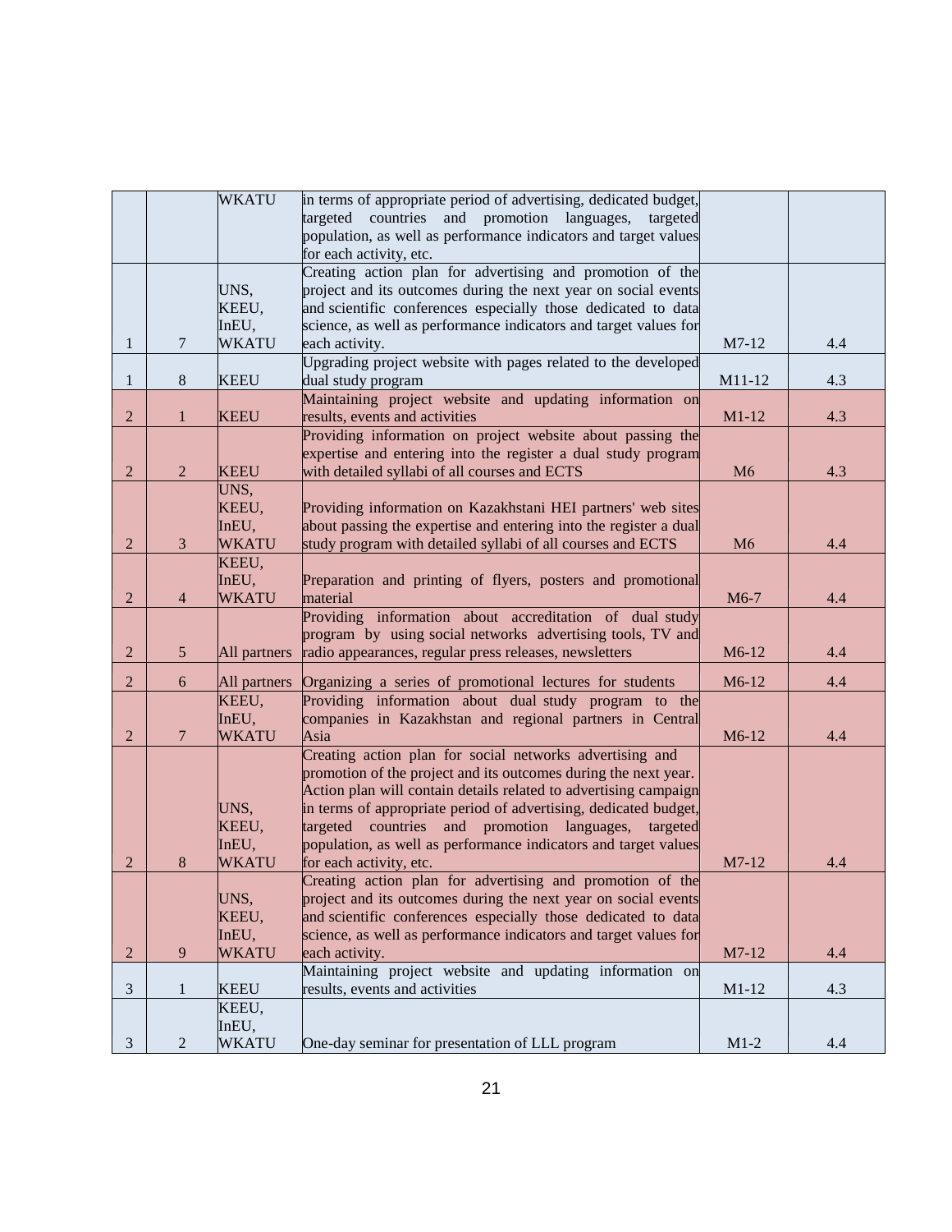| | | | | | |
|---|---|---|---|---|---|
| | | WKATU | in terms of appropriate period of advertising, dedicated budget, targeted countries and promotion languages, targeted population, as well as performance indicators and target values for each activity, etc. | | |
| 1 | 7 | UNS, KEEU, InEU, WKATU | Creating action plan for advertising and promotion of the project and its outcomes during the next year on social events and scientific conferences especially those dedicated to data science, as well as performance indicators and target values for each activity. | M7-12 | 4.4 |
| 1 | 8 | KEEU | Upgrading project website with pages related to the developed dual study program | M11-12 | 4.3 |
| 2 | 1 | KEEU | Maintaining project website and updating information on results, events and activities | M1-12 | 4.3 |
| 2 | 2 | KEEU | Providing information on project website about passing the expertise and entering into the register a dual study program with detailed syllabi of all courses and ECTS | M6 | 4.3 |
| 2 | 3 | UNS, KEEU, InEU, WKATU | Providing information on Kazakhstani HEI partners' web sites about passing the expertise and entering into the register a dual study program with detailed syllabi of all courses and ECTS | M6 | 4.4 |
| 2 | 4 | KEEU, InEU, WKATU | Preparation and printing of flyers, posters and promotional material | M6-7 | 4.4 |
| 2 | 5 | All partners | Providing information about accreditation of dual study program by using social networks advertising tools, TV and radio appearances, regular press releases, newsletters | M6-12 | 4.4 |
| 2 | 6 | All partners | Organizing a series of promotional lectures for students | M6-12 | 4.4 |
| 2 | 7 | KEEU, InEU, WKATU | Providing information about dual study program to the companies in Kazakhstan and regional partners in Central Asia | M6-12 | 4.4 |
| 2 | 8 | UNS, KEEU, InEU, WKATU | Creating action plan for social networks advertising and promotion of the project and its outcomes during the next year. Action plan will contain details related to advertising campaign in terms of appropriate period of advertising, dedicated budget, targeted countries and promotion languages, targeted population, as well as performance indicators and target values for each activity, etc. | M7-12 | 4.4 |
| 2 | 9 | UNS, KEEU, InEU, WKATU | Creating action plan for advertising and promotion of the project and its outcomes during the next year on social events and scientific conferences especially those dedicated to data science, as well as performance indicators and target values for each activity. | M7-12 | 4.4 |
| 3 | 1 | KEEU | Maintaining project website and updating information on results, events and activities | M1-12 | 4.3 |
| 3 | 2 | KEEU, InEU, WKATU | One-day seminar for presentation of LLL program | M1-2 | 4.4 |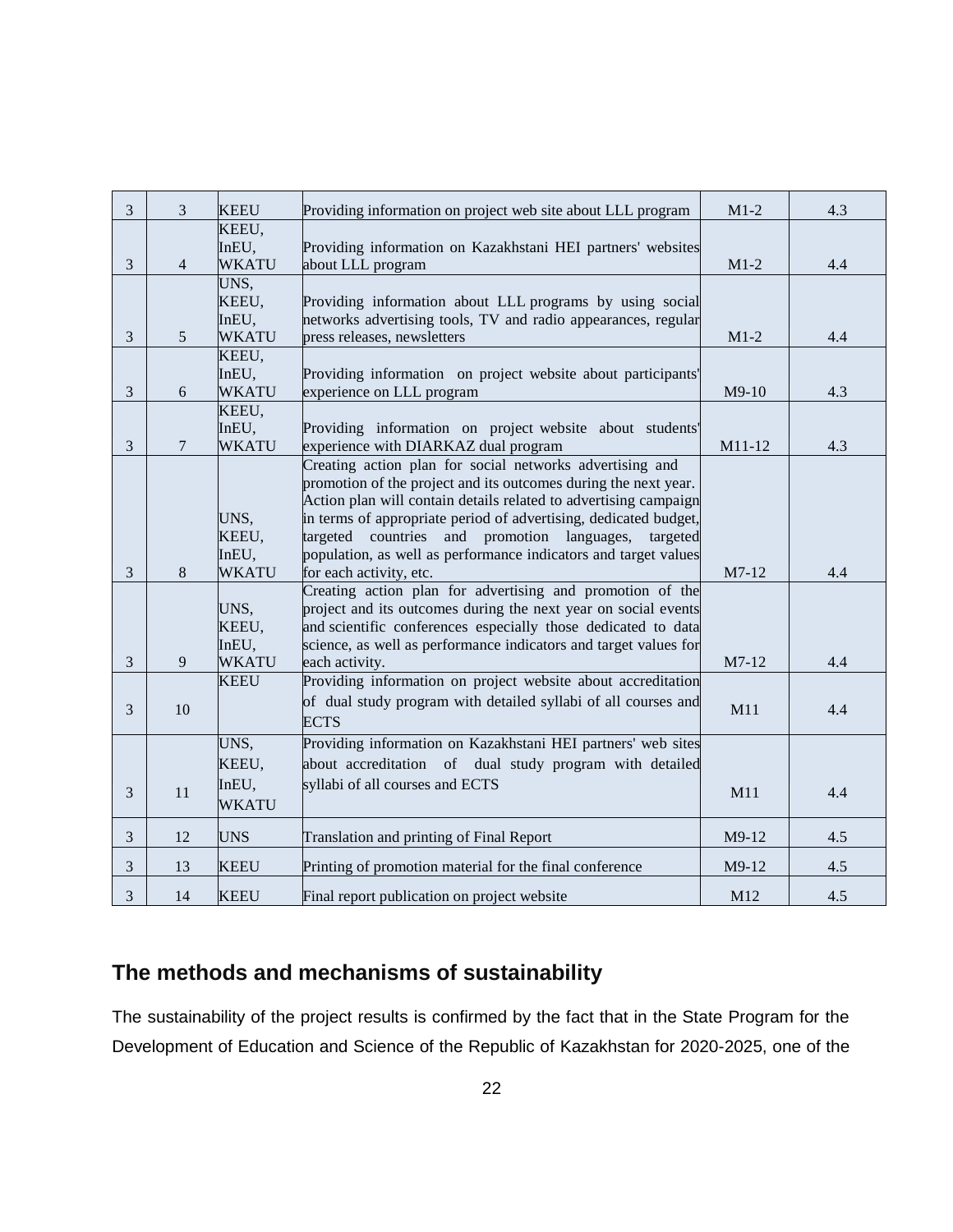| | | | | | |
|---|---|---|---|---|---|
| 3 | 3 | KEEU | Providing information on project web site about LLL program | M1-2 | 4.3 |
| 3 | 4 | KEEU, InEU, WKATU | Providing information on Kazakhstani HEI partners' websites about LLL program | M1-2 | 4.4 |
| 3 | 5 | UNS, KEEU, InEU, WKATU | Providing information about LLL programs by using social networks advertising tools, TV and radio appearances, regular press releases, newsletters | M1-2 | 4.4 |
| 3 | 6 | KEEU, InEU, WKATU | Providing information on project website about participants' experience on LLL program | M9-10 | 4.3 |
| 3 | 7 | KEEU, InEU, WKATU | Providing information on project website about students' experience with DIARKAZ dual program | M11-12 | 4.3 |
| 3 | 8 | UNS, KEEU, InEU, WKATU | Creating action plan for social networks advertising and promotion of the project and its outcomes during the next year. Action plan will contain details related to advertising campaign in terms of appropriate period of advertising, dedicated budget, targeted countries and promotion languages, targeted population, as well as performance indicators and target values for each activity, etc. | M7-12 | 4.4 |
| 3 | 9 | UNS, KEEU, InEU, WKATU | Creating action plan for advertising and promotion of the project and its outcomes during the next year on social events and scientific conferences especially those dedicated to data science, as well as performance indicators and target values for each activity. | M7-12 | 4.4 |
| 3 | 10 | KEEU | Providing information on project website about accreditation of dual study program with detailed syllabi of all courses and ECTS | M11 | 4.4 |
| 3 | 11 | UNS, KEEU, InEU, WKATU | Providing information on Kazakhstani HEI partners' web sites about accreditation of dual study program with detailed syllabi of all courses and ECTS | M11 | 4.4 |
| 3 | 12 | UNS | Translation and printing of Final Report | M9-12 | 4.5 |
| 3 | 13 | KEEU | Printing of promotion material for the final conference | M9-12 | 4.5 |
| 3 | 14 | KEEU | Final report publication on project website | M12 | 4.5 |

## The methods and mechanisms of sustainability

The sustainability of the project results is confirmed by the fact that in the State Program for the Development of Education and Science of the Republic of Kazakhstan for 2020-2025, one of the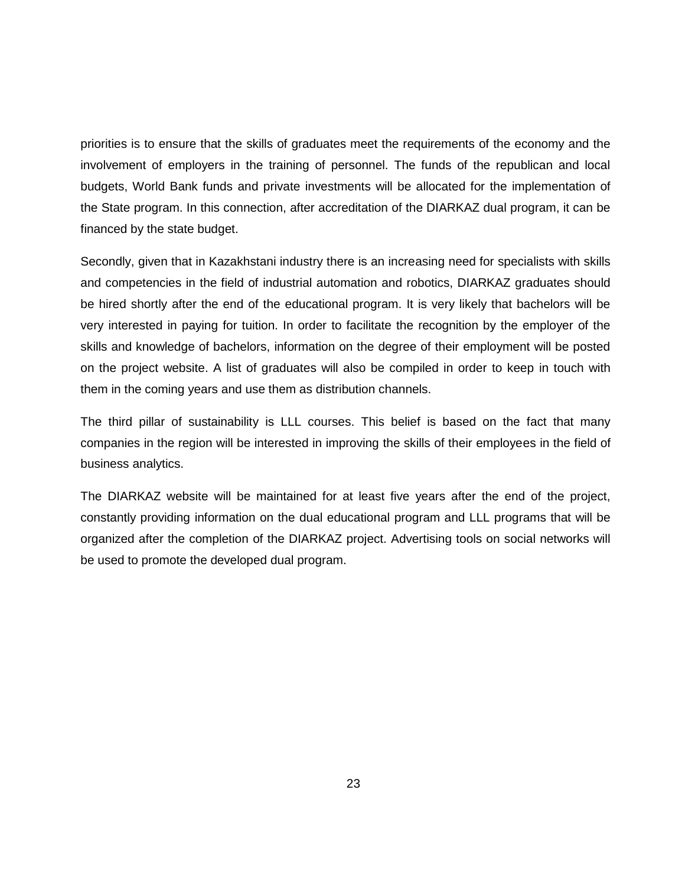priorities is to ensure that the skills of graduates meet the requirements of the economy and the involvement of employers in the training of personnel. The funds of the republican and local budgets, World Bank funds and private investments will be allocated for the implementation of the State program. In this connection, after accreditation of the DIARKAZ dual program, it can be financed by the state budget.

Secondly, given that in Kazakhstani industry there is an increasing need for specialists with skills and competencies in the field of industrial automation and robotics, DIARKAZ graduates should be hired shortly after the end of the educational program. It is very likely that bachelors will be very interested in paying for tuition. In order to facilitate the recognition by the employer of the skills and knowledge of bachelors, information on the degree of their employment will be posted on the project website. A list of graduates will also be compiled in order to keep in touch with them in the coming years and use them as distribution channels.

The third pillar of sustainability is LLL courses. This belief is based on the fact that many companies in the region will be interested in improving the skills of their employees in the field of business analytics.

The DIARKAZ website will be maintained for at least five years after the end of the project, constantly providing information on the dual educational program and LLL programs that will be organized after the completion of the DIARKAZ project. Advertising tools on social networks will be used to promote the developed dual program.